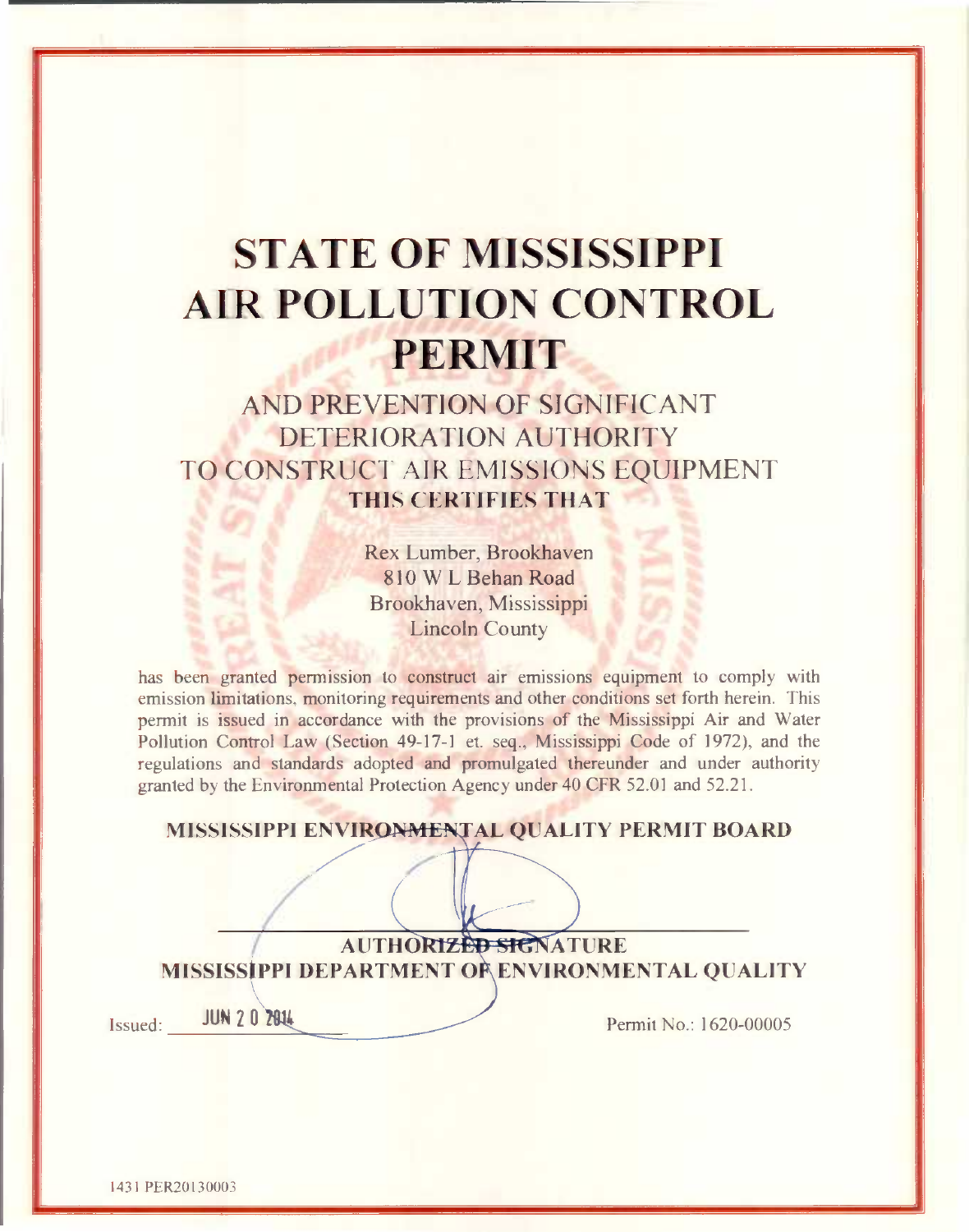# STATE OF MISSISSIPPI AIR POLLUTION CONTROL PERMIT

## AND PREVENTION OF SIGNIFICANT DETERIORATION AUTHORITY TO CONSTRUCT AIR EMISSIONS EQUIPMENT

**THIS CERTIFIES THAT**

Rex Lumber, Brookhaven
810 W L Behan Road
Brookhaven, Mississippi
Lincoln County

has been granted permission to construct air emissions equipment to comply with emission limitations, monitoring requirements and other conditions set forth herein. This permit is issued in accordance with the provisions of the Mississippi Air and Water Pollution Control Law (Section 49-17-1 et. seq., Mississippi Code of 1972), and the regulations and standards adopted and promulgated thereunder and under authority granted by the Environmental Protection Agency under 40 CFR 52.01 and 52.21.

**MISSISSIPPI ENVIRONMENTAL QUALITY PERMIT BOARD**

**AUTHORIZED SIGNATURE**
**MISSISSIPPI DEPARTMENT OF ENVIRONMENTAL QUALITY**

Issued: JUN 2 0 2014

Permit No.: 1620-00005

1431 PER20130003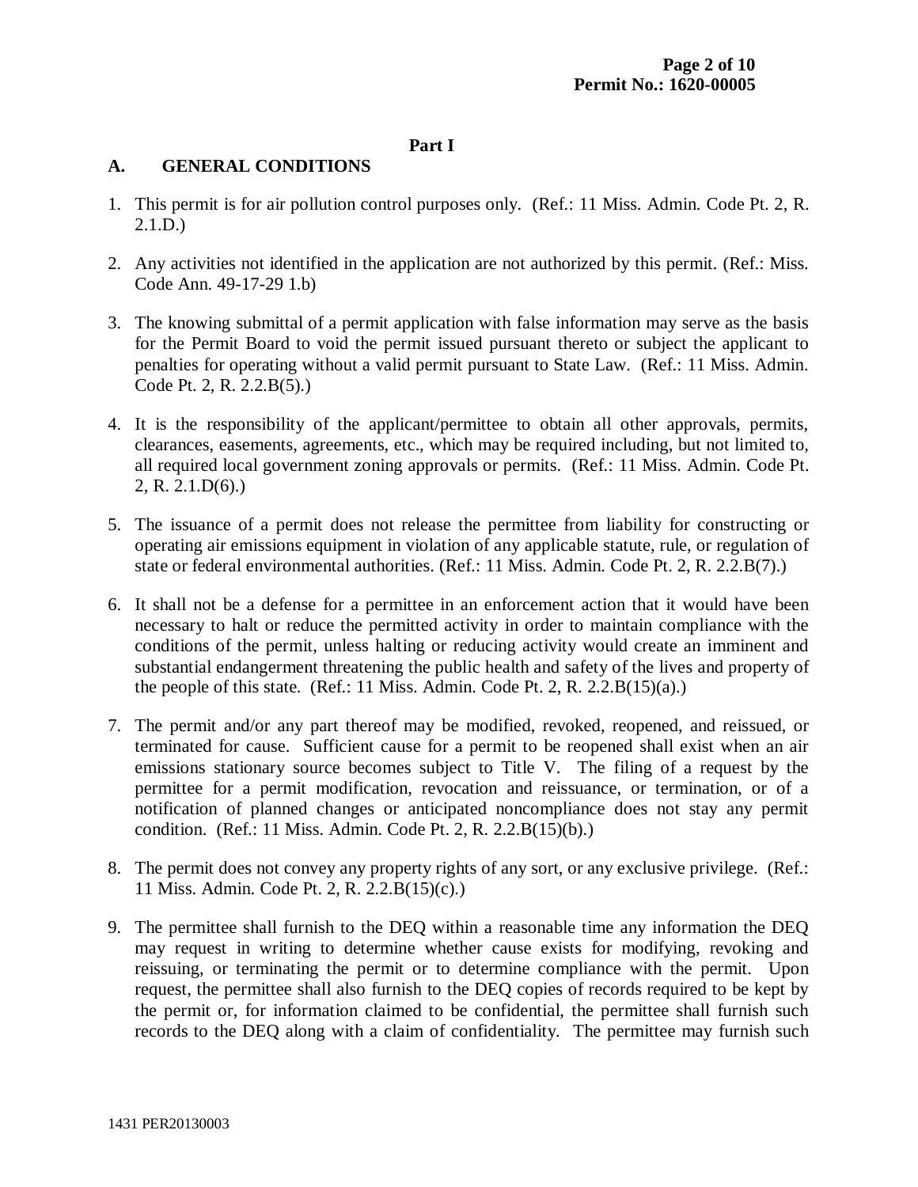## Part I

### A. GENERAL CONDITIONS

1. This permit is for air pollution control purposes only. (Ref.: 11 Miss. Admin. Code Pt. 2, R. 2.1.D.)

2. Any activities not identified in the application are not authorized by this permit. (Ref.: Miss. Code Ann. 49-17-29 1.b)

3. The knowing submittal of a permit application with false information may serve as the basis for the Permit Board to void the permit issued pursuant thereto or subject the applicant to penalties for operating without a valid permit pursuant to State Law. (Ref.: 11 Miss. Admin. Code Pt. 2, R. 2.2.B(5).)

4. It is the responsibility of the applicant/permittee to obtain all other approvals, permits, clearances, easements, agreements, etc., which may be required including, but not limited to, all required local government zoning approvals or permits. (Ref.: 11 Miss. Admin. Code Pt. 2, R. 2.1.D(6).)

5. The issuance of a permit does not release the permittee from liability for constructing or operating air emissions equipment in violation of any applicable statute, rule, or regulation of state or federal environmental authorities. (Ref.: 11 Miss. Admin. Code Pt. 2, R. 2.2.B(7).)

6. It shall not be a defense for a permittee in an enforcement action that it would have been necessary to halt or reduce the permitted activity in order to maintain compliance with the conditions of the permit, unless halting or reducing activity would create an imminent and substantial endangerment threatening the public health and safety of the lives and property of the people of this state. (Ref.: 11 Miss. Admin. Code Pt. 2, R. 2.2.B(15)(a).)

7. The permit and/or any part thereof may be modified, revoked, reopened, and reissued, or terminated for cause. Sufficient cause for a permit to be reopened shall exist when an air emissions stationary source becomes subject to Title V. The filing of a request by the permittee for a permit modification, revocation and reissuance, or termination, or of a notification of planned changes or anticipated noncompliance does not stay any permit condition. (Ref.: 11 Miss. Admin. Code Pt. 2, R. 2.2.B(15)(b).)

8. The permit does not convey any property rights of any sort, or any exclusive privilege. (Ref.: 11 Miss. Admin. Code Pt. 2, R. 2.2.B(15)(c).)

9. The permittee shall furnish to the DEQ within a reasonable time any information the DEQ may request in writing to determine whether cause exists for modifying, revoking and reissuing, or terminating the permit or to determine compliance with the permit. Upon request, the permittee shall also furnish to the DEQ copies of records required to be kept by the permit or, for information claimed to be confidential, the permittee shall furnish such records to the DEQ along with a claim of confidentiality. The permittee may furnish such

1431 PER20130003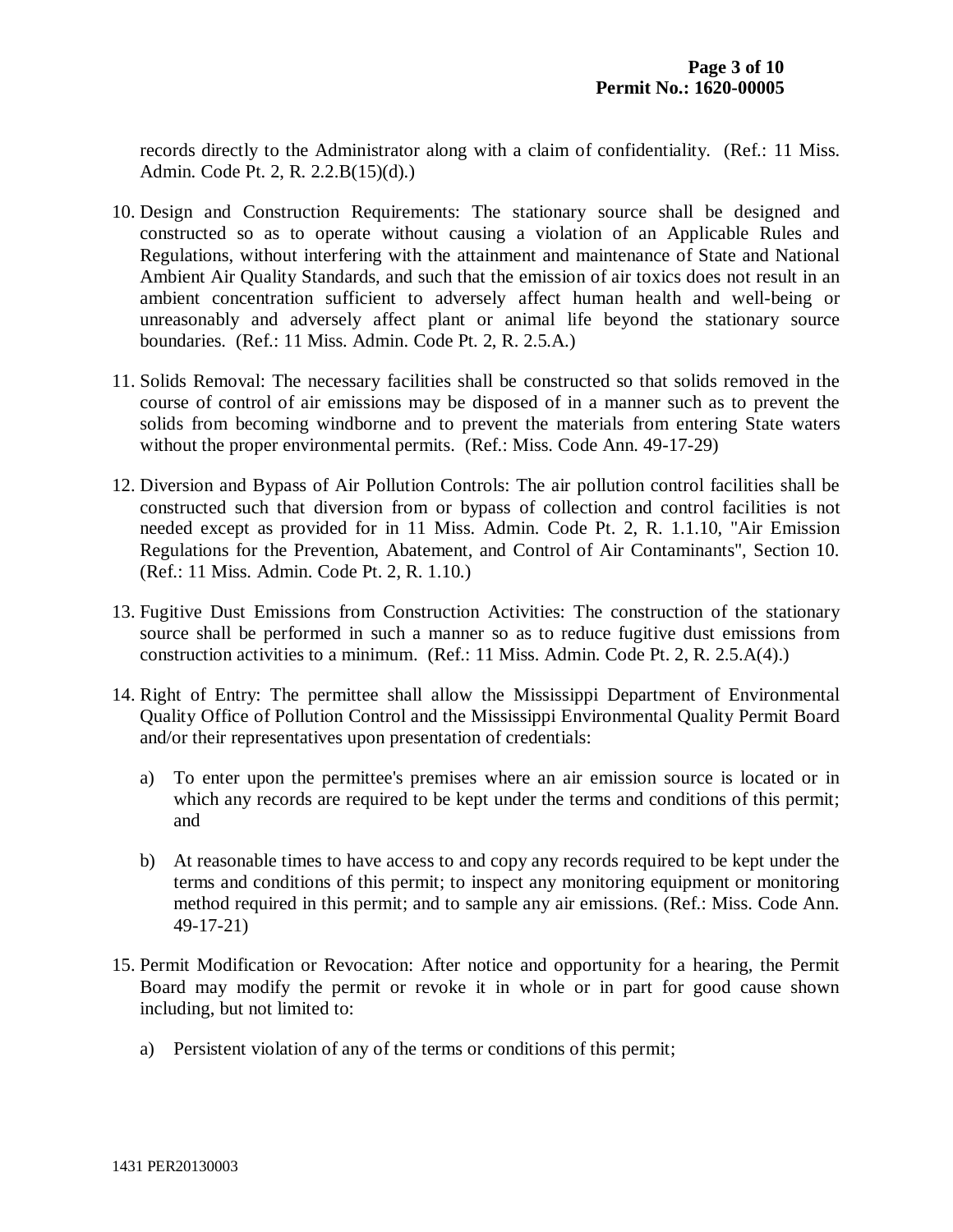records directly to the Administrator along with a claim of confidentiality. (Ref.: 11 Miss. Admin. Code Pt. 2, R. 2.2.B(15)(d).)

10. Design and Construction Requirements: The stationary source shall be designed and constructed so as to operate without causing a violation of an Applicable Rules and Regulations, without interfering with the attainment and maintenance of State and National Ambient Air Quality Standards, and such that the emission of air toxics does not result in an ambient concentration sufficient to adversely affect human health and well-being or unreasonably and adversely affect plant or animal life beyond the stationary source boundaries. (Ref.: 11 Miss. Admin. Code Pt. 2, R. 2.5.A.)

11. Solids Removal: The necessary facilities shall be constructed so that solids removed in the course of control of air emissions may be disposed of in a manner such as to prevent the solids from becoming windborne and to prevent the materials from entering State waters without the proper environmental permits. (Ref.: Miss. Code Ann. 49-17-29)

12. Diversion and Bypass of Air Pollution Controls: The air pollution control facilities shall be constructed such that diversion from or bypass of collection and control facilities is not needed except as provided for in 11 Miss. Admin. Code Pt. 2, R. 1.1.10, "Air Emission Regulations for the Prevention, Abatement, and Control of Air Contaminants", Section 10. (Ref.: 11 Miss. Admin. Code Pt. 2, R. 1.10.)

13. Fugitive Dust Emissions from Construction Activities: The construction of the stationary source shall be performed in such a manner so as to reduce fugitive dust emissions from construction activities to a minimum. (Ref.: 11 Miss. Admin. Code Pt. 2, R. 2.5.A(4).)

14. Right of Entry: The permittee shall allow the Mississippi Department of Environmental Quality Office of Pollution Control and the Mississippi Environmental Quality Permit Board and/or their representatives upon presentation of credentials:

    a) To enter upon the permittee's premises where an air emission source is located or in which any records are required to be kept under the terms and conditions of this permit; and

    b) At reasonable times to have access to and copy any records required to be kept under the terms and conditions of this permit; to inspect any monitoring equipment or monitoring method required in this permit; and to sample any air emissions. (Ref.: Miss. Code Ann. 49-17-21)

15. Permit Modification or Revocation: After notice and opportunity for a hearing, the Permit Board may modify the permit or revoke it in whole or in part for good cause shown including, but not limited to:

    a) Persistent violation of any of the terms or conditions of this permit;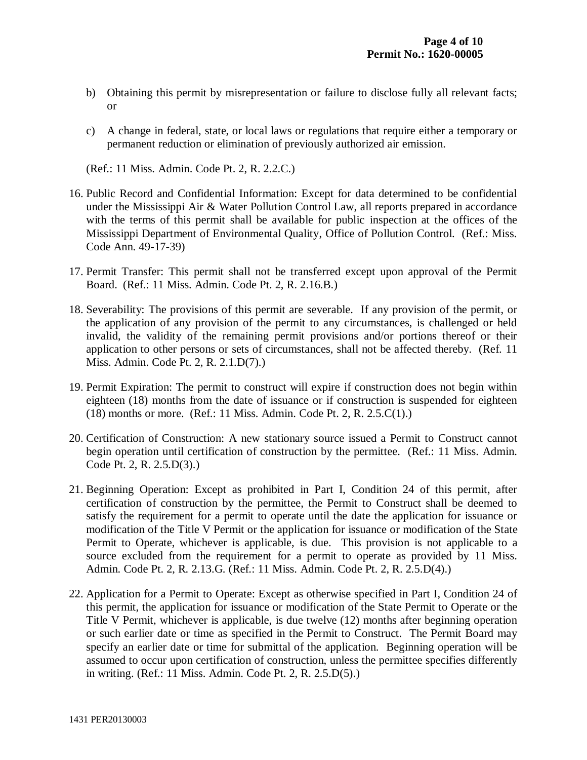b) Obtaining this permit by misrepresentation or failure to disclose fully all relevant facts; or

c) A change in federal, state, or local laws or regulations that require either a temporary or permanent reduction or elimination of previously authorized air emission.

(Ref.: 11 Miss. Admin. Code Pt. 2, R. 2.2.C.)

16. Public Record and Confidential Information: Except for data determined to be confidential under the Mississippi Air & Water Pollution Control Law, all reports prepared in accordance with the terms of this permit shall be available for public inspection at the offices of the Mississippi Department of Environmental Quality, Office of Pollution Control. (Ref.: Miss. Code Ann. 49-17-39)

17. Permit Transfer: This permit shall not be transferred except upon approval of the Permit Board. (Ref.: 11 Miss. Admin. Code Pt. 2, R. 2.16.B.)

18. Severability: The provisions of this permit are severable. If any provision of the permit, or the application of any provision of the permit to any circumstances, is challenged or held invalid, the validity of the remaining permit provisions and/or portions thereof or their application to other persons or sets of circumstances, shall not be affected thereby. (Ref. 11 Miss. Admin. Code Pt. 2, R. 2.1.D(7).)

19. Permit Expiration: The permit to construct will expire if construction does not begin within eighteen (18) months from the date of issuance or if construction is suspended for eighteen (18) months or more. (Ref.: 11 Miss. Admin. Code Pt. 2, R. 2.5.C(1).)

20. Certification of Construction: A new stationary source issued a Permit to Construct cannot begin operation until certification of construction by the permittee. (Ref.: 11 Miss. Admin. Code Pt. 2, R. 2.5.D(3).)

21. Beginning Operation: Except as prohibited in Part I, Condition 24 of this permit, after certification of construction by the permittee, the Permit to Construct shall be deemed to satisfy the requirement for a permit to operate until the date the application for issuance or modification of the Title V Permit or the application for issuance or modification of the State Permit to Operate, whichever is applicable, is due. This provision is not applicable to a source excluded from the requirement for a permit to operate as provided by 11 Miss. Admin. Code Pt. 2, R. 2.13.G. (Ref.: 11 Miss. Admin. Code Pt. 2, R. 2.5.D(4).)

22. Application for a Permit to Operate: Except as otherwise specified in Part I, Condition 24 of this permit, the application for issuance or modification of the State Permit to Operate or the Title V Permit, whichever is applicable, is due twelve (12) months after beginning operation or such earlier date or time as specified in the Permit to Construct. The Permit Board may specify an earlier date or time for submittal of the application. Beginning operation will be assumed to occur upon certification of construction, unless the permittee specifies differently in writing. (Ref.: 11 Miss. Admin. Code Pt. 2, R. 2.5.D(5).)

1431 PER20130003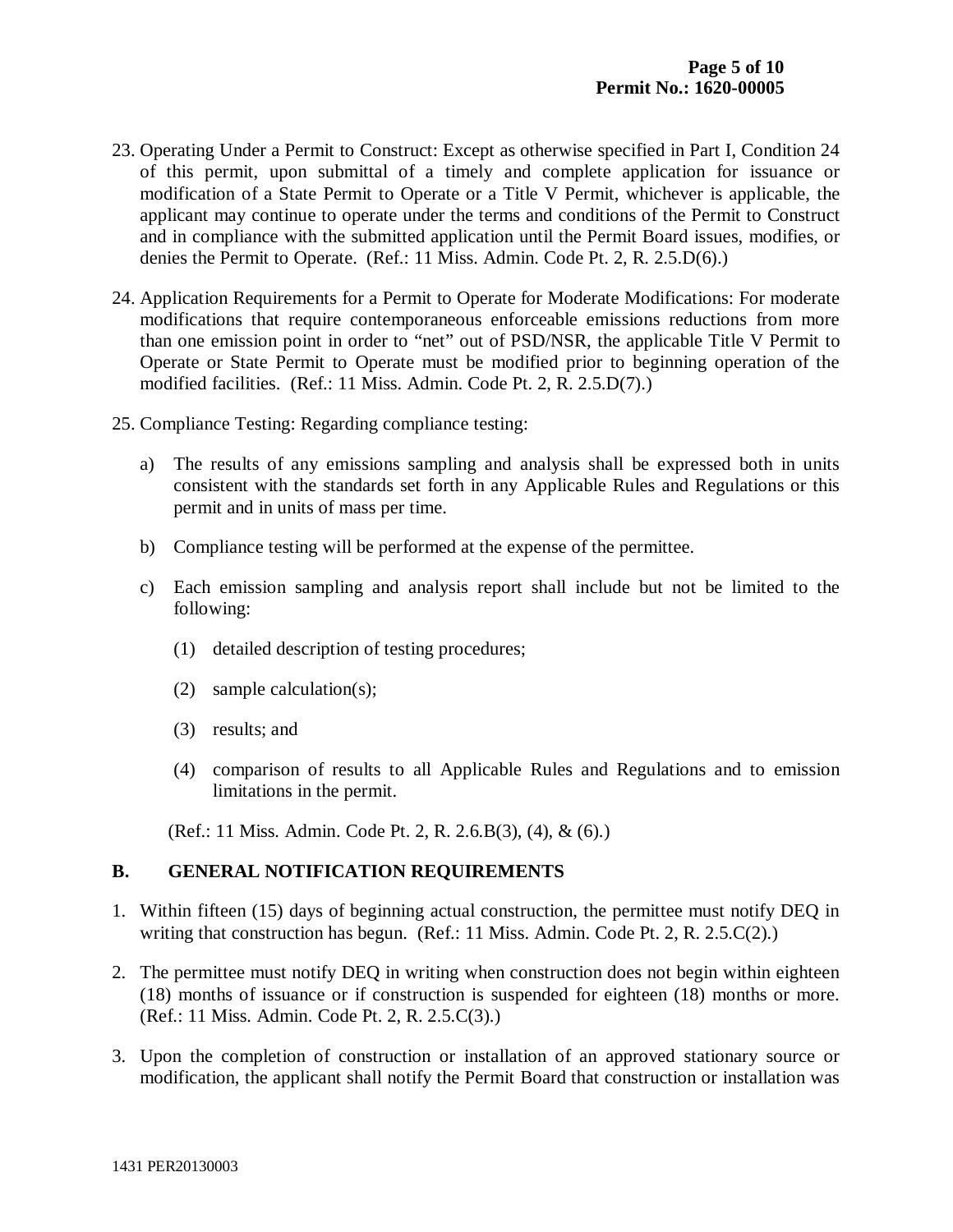23. Operating Under a Permit to Construct: Except as otherwise specified in Part I, Condition 24 of this permit, upon submittal of a timely and complete application for issuance or modification of a State Permit to Operate or a Title V Permit, whichever is applicable, the applicant may continue to operate under the terms and conditions of the Permit to Construct and in compliance with the submitted application until the Permit Board issues, modifies, or denies the Permit to Operate. (Ref.: 11 Miss. Admin. Code Pt. 2, R. 2.5.D(6).)

24. Application Requirements for a Permit to Operate for Moderate Modifications: For moderate modifications that require contemporaneous enforceable emissions reductions from more than one emission point in order to "net" out of PSD/NSR, the applicable Title V Permit to Operate or State Permit to Operate must be modified prior to beginning operation of the modified facilities. (Ref.: 11 Miss. Admin. Code Pt. 2, R. 2.5.D(7).)

25. Compliance Testing: Regarding compliance testing:

    a) The results of any emissions sampling and analysis shall be expressed both in units consistent with the standards set forth in any Applicable Rules and Regulations or this permit and in units of mass per time.

    b) Compliance testing will be performed at the expense of the permittee.

    c) Each emission sampling and analysis report shall include but not be limited to the following:

        (1) detailed description of testing procedures;

        (2) sample calculation(s);

        (3) results; and

        (4) comparison of results to all Applicable Rules and Regulations and to emission limitations in the permit.

    (Ref.: 11 Miss. Admin. Code Pt. 2, R. 2.6.B(3), (4), & (6).)

## B. GENERAL NOTIFICATION REQUIREMENTS

1. Within fifteen (15) days of beginning actual construction, the permittee must notify DEQ in writing that construction has begun. (Ref.: 11 Miss. Admin. Code Pt. 2, R. 2.5.C(2).)

2. The permittee must notify DEQ in writing when construction does not begin within eighteen (18) months of issuance or if construction is suspended for eighteen (18) months or more. (Ref.: 11 Miss. Admin. Code Pt. 2, R. 2.5.C(3).)

3. Upon the completion of construction or installation of an approved stationary source or modification, the applicant shall notify the Permit Board that construction or installation was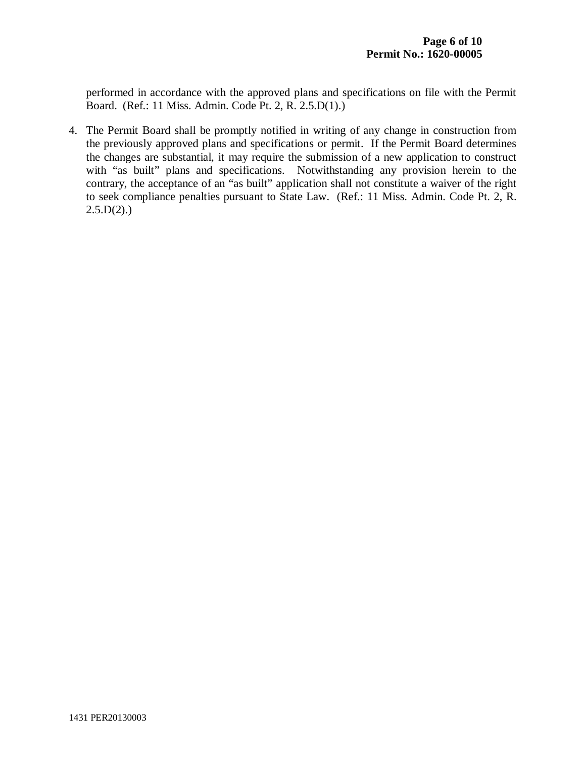performed in accordance with the approved plans and specifications on file with the Permit Board. (Ref.: 11 Miss. Admin. Code Pt. 2, R. 2.5.D(1).)

4. The Permit Board shall be promptly notified in writing of any change in construction from the previously approved plans and specifications or permit. If the Permit Board determines the changes are substantial, it may require the submission of a new application to construct with "as built" plans and specifications. Notwithstanding any provision herein to the contrary, the acceptance of an "as built" application shall not constitute a waiver of the right to seek compliance penalties pursuant to State Law. (Ref.: 11 Miss. Admin. Code Pt. 2, R. 2.5.D(2).)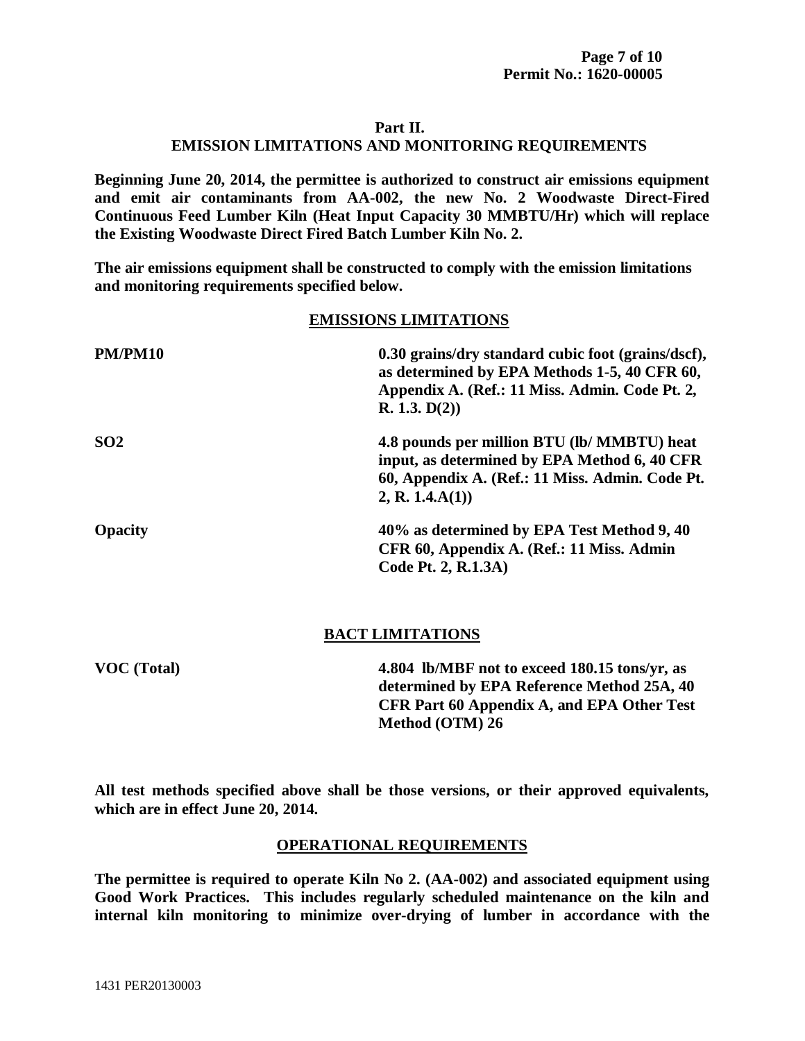## Part II.
## EMISSION LIMITATIONS AND MONITORING REQUIREMENTS

**Beginning June 20, 2014, the permittee is authorized to construct air emissions equipment and emit air contaminants from AA-002, the new No. 2 Woodwaste Direct-Fired Continuous Feed Lumber Kiln (Heat Input Capacity 30 MMBTU/Hr) which will replace the Existing Woodwaste Direct Fired Batch Lumber Kiln No. 2.**

**The air emissions equipment shall be constructed to comply with the emission limitations and monitoring requirements specified below.**

### EMISSIONS LIMITATIONS

| | |
|---|---|
| **PM/PM10** | **0.30 grains/dry standard cubic foot (grains/dscf), as determined by EPA Methods 1-5, 40 CFR 60, Appendix A. (Ref.: 11 Miss. Admin. Code Pt. 2, R. 1.3. D(2))** |
| **SO2** | **4.8 pounds per million BTU (lb/ MMBTU) heat input, as determined by EPA Method 6, 40 CFR 60, Appendix A. (Ref.: 11 Miss. Admin. Code Pt. 2, R. 1.4.A(1))** |
| **Opacity** | **40% as determined by EPA Test Method 9, 40 CFR 60, Appendix A. (Ref.: 11 Miss. Admin Code Pt. 2, R.1.3A)** |

### BACT LIMITATIONS

| | |
|---|---|
| **VOC (Total)** | **4.804 lb/MBF not to exceed 180.15 tons/yr, as determined by EPA Reference Method 25A, 40 CFR Part 60 Appendix A, and EPA Other Test Method (OTM) 26** |

**All test methods specified above shall be those versions, or their approved equivalents, which are in effect June 20, 2014.**

### OPERATIONAL REQUIREMENTS

**The permittee is required to operate Kiln No 2. (AA-002) and associated equipment using Good Work Practices. This includes regularly scheduled maintenance on the kiln and internal kiln monitoring to minimize over-drying of lumber in accordance with the**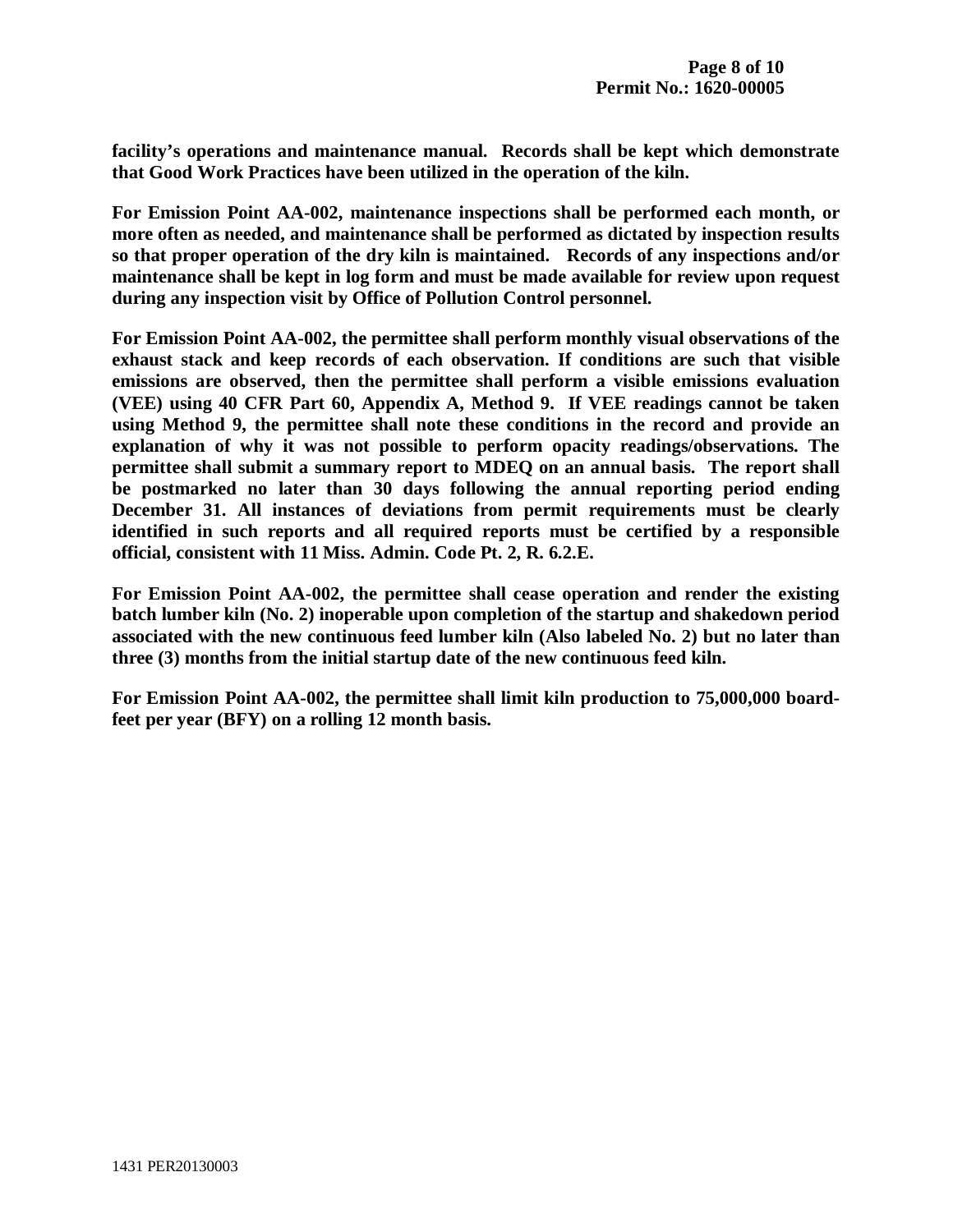**facility's operations and maintenance manual. Records shall be kept which demonstrate that Good Work Practices have been utilized in the operation of the kiln.**

**For Emission Point AA-002, maintenance inspections shall be performed each month, or more often as needed, and maintenance shall be performed as dictated by inspection results so that proper operation of the dry kiln is maintained. Records of any inspections and/or maintenance shall be kept in log form and must be made available for review upon request during any inspection visit by Office of Pollution Control personnel.**

**For Emission Point AA-002, the permittee shall perform monthly visual observations of the exhaust stack and keep records of each observation. If conditions are such that visible emissions are observed, then the permittee shall perform a visible emissions evaluation (VEE) using 40 CFR Part 60, Appendix A, Method 9. If VEE readings cannot be taken using Method 9, the permittee shall note these conditions in the record and provide an explanation of why it was not possible to perform opacity readings/observations. The permittee shall submit a summary report to MDEQ on an annual basis. The report shall be postmarked no later than 30 days following the annual reporting period ending December 31. All instances of deviations from permit requirements must be clearly identified in such reports and all required reports must be certified by a responsible official, consistent with 11 Miss. Admin. Code Pt. 2, R. 6.2.E.**

**For Emission Point AA-002, the permittee shall cease operation and render the existing batch lumber kiln (No. 2) inoperable upon completion of the startup and shakedown period associated with the new continuous feed lumber kiln (Also labeled No. 2) but no later than three (3) months from the initial startup date of the new continuous feed kiln.**

**For Emission Point AA-002, the permittee shall limit kiln production to 75,000,000 board-feet per year (BFY) on a rolling 12 month basis.**

1431 PER20130003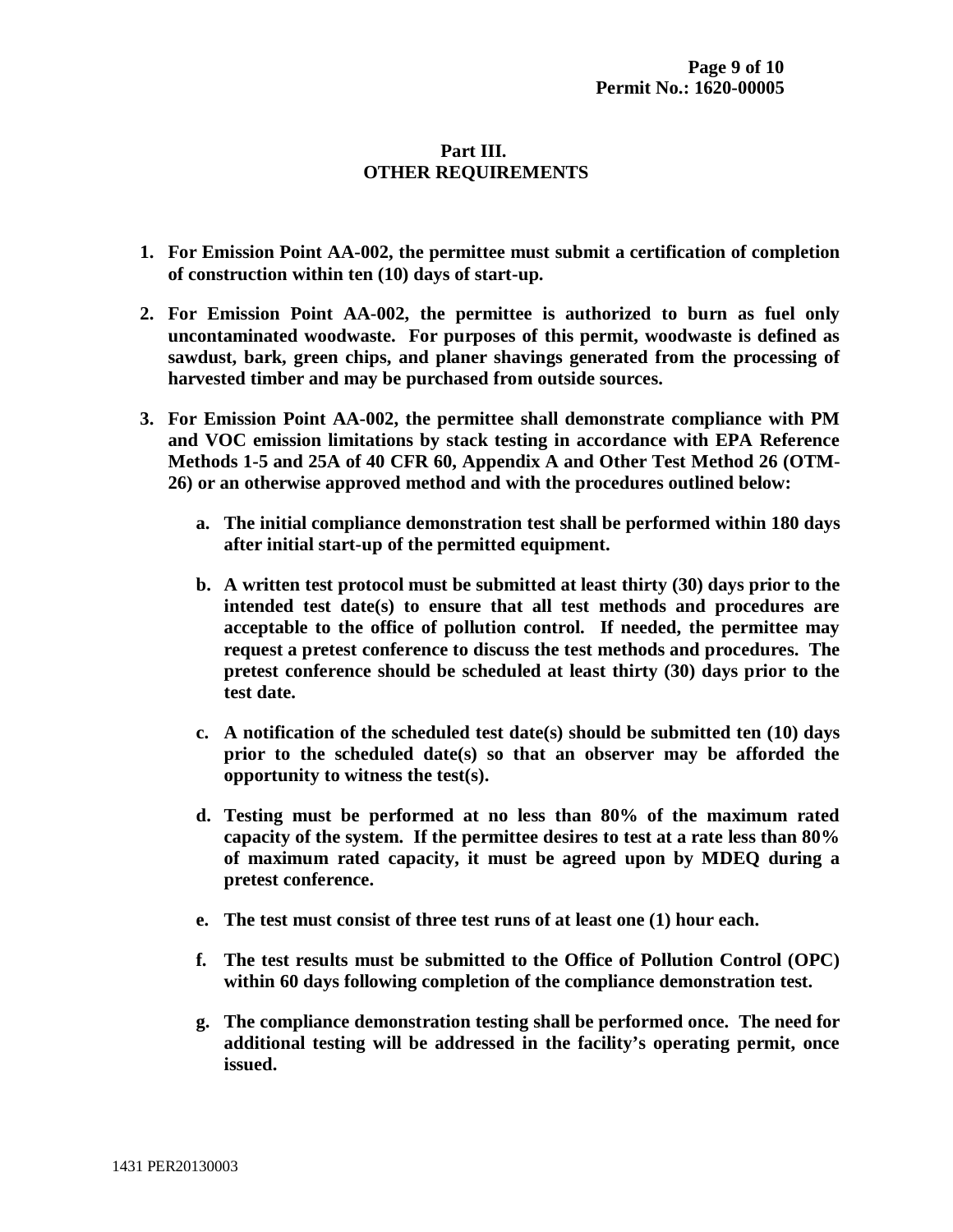# Part III.
# OTHER REQUIREMENTS

1. **For Emission Point AA-002, the permittee must submit a certification of completion of construction within ten (10) days of start-up.**

2. **For Emission Point AA-002, the permittee is authorized to burn as fuel only uncontaminated woodwaste. For purposes of this permit, woodwaste is defined as sawdust, bark, green chips, and planer shavings generated from the processing of harvested timber and may be purchased from outside sources.**

3. **For Emission Point AA-002, the permittee shall demonstrate compliance with PM and VOC emission limitations by stack testing in accordance with EPA Reference Methods 1-5 and 25A of 40 CFR 60, Appendix A and Other Test Method 26 (OTM-26) or an otherwise approved method and with the procedures outlined below:**

   a. **The initial compliance demonstration test shall be performed within 180 days after initial start-up of the permitted equipment.**

   b. **A written test protocol must be submitted at least thirty (30) days prior to the intended test date(s) to ensure that all test methods and procedures are acceptable to the office of pollution control. If needed, the permittee may request a pretest conference to discuss the test methods and procedures. The pretest conference should be scheduled at least thirty (30) days prior to the test date.**

   c. **A notification of the scheduled test date(s) should be submitted ten (10) days prior to the scheduled date(s) so that an observer may be afforded the opportunity to witness the test(s).**

   d. **Testing must be performed at no less than 80% of the maximum rated capacity of the system. If the permittee desires to test at a rate less than 80% of maximum rated capacity, it must be agreed upon by MDEQ during a pretest conference.**

   e. **The test must consist of three test runs of at least one (1) hour each.**

   f. **The test results must be submitted to the Office of Pollution Control (OPC) within 60 days following completion of the compliance demonstration test.**

   g. **The compliance demonstration testing shall be performed once. The need for additional testing will be addressed in the facility's operating permit, once issued.**

1431 PER20130003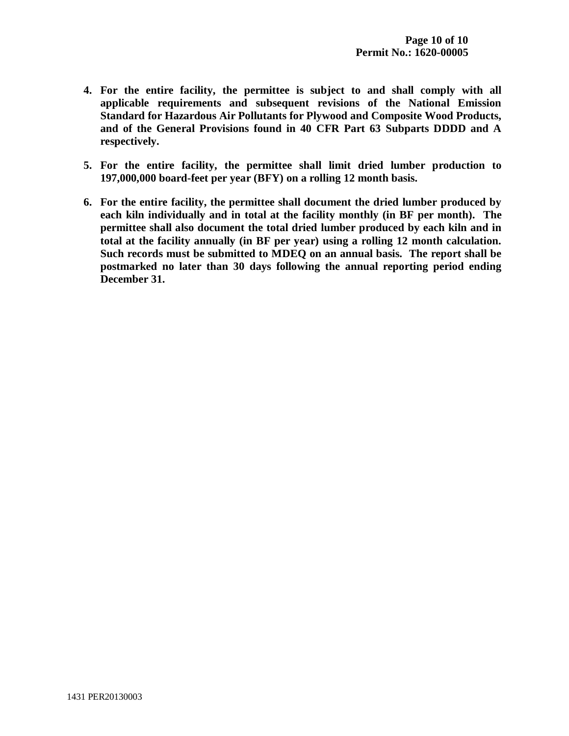4. **For the entire facility, the permittee is subject to and shall comply with all applicable requirements and subsequent revisions of the National Emission Standard for Hazardous Air Pollutants for Plywood and Composite Wood Products, and of the General Provisions found in 40 CFR Part 63 Subparts DDDD and A respectively.**

5. **For the entire facility, the permittee shall limit dried lumber production to 197,000,000 board-feet per year (BFY) on a rolling 12 month basis.**

6. **For the entire facility, the permittee shall document the dried lumber produced by each kiln individually and in total at the facility monthly (in BF per month). The permittee shall also document the total dried lumber produced by each kiln and in total at the facility annually (in BF per year) using a rolling 12 month calculation. Such records must be submitted to MDEQ on an annual basis. The report shall be postmarked no later than 30 days following the annual reporting period ending December 31.**